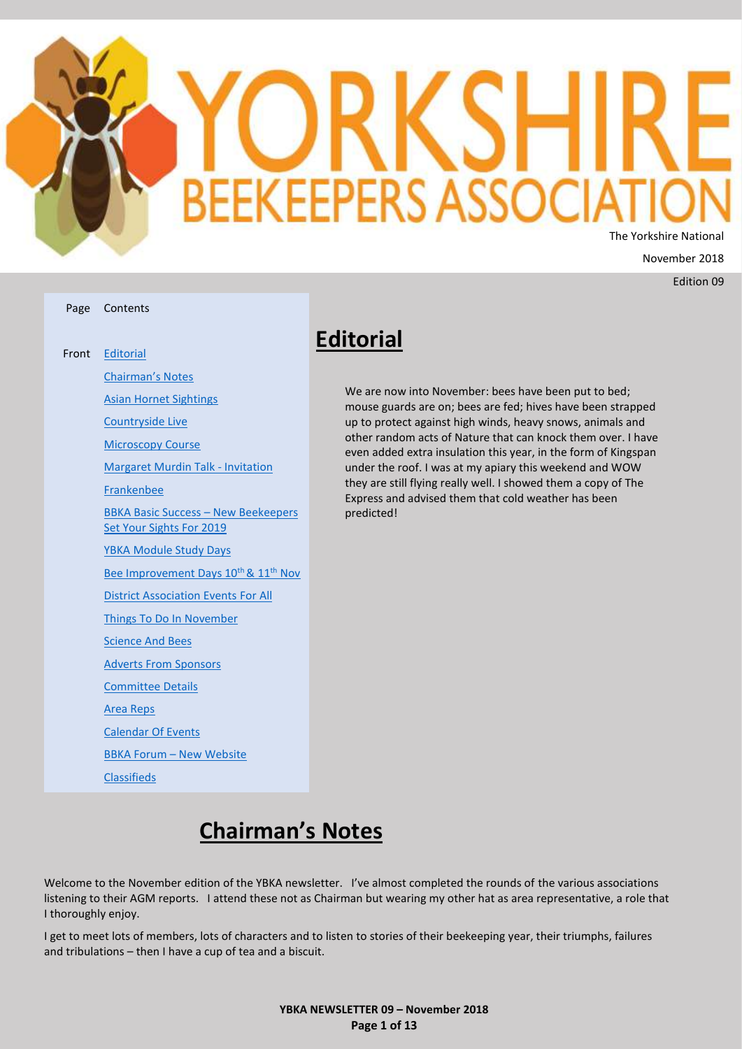# YORKSHIRE BEEKEEPERS ASSOCIATION

The Yorkshire National

November 2018

Edition 09

| Page | Contents |
|---|---|
| Front | Editorial |
| | Chairman's Notes |
| | Asian Hornet Sightings |
| | Countryside Live |
| | Microscopy Course |
| | Margaret Murdin Talk - Invitation |
| | Frankenbee |
| | BBKA Basic Success – New Beekeepers Set Your Sights For 2019 |
| | YBKA Module Study Days |
| | Bee Improvement Days 10th & 11th Nov |
| | District Association Events For All |
| | Things To Do In November |
| | Science And Bees |
| | Adverts From Sponsors |
| | Committee Details |
| | Area Reps |
| | Calendar Of Events |
| | BBKA Forum – New Website |
| | Classifieds |

## Editorial

We are now into November: bees have been put to bed; mouse guards are on; bees are fed; hives have been strapped up to protect against high winds, heavy snows, animals and other random acts of Nature that can knock them over. I have even added extra insulation this year, in the form of Kingspan under the roof. I was at my apiary this weekend and WOW they are still flying really well. I showed them a copy of The Express and advised them that cold weather has been predicted!

## Chairman's Notes

Welcome to the November edition of the YBKA newsletter. I've almost completed the rounds of the various associations listening to their AGM reports. I attend these not as Chairman but wearing my other hat as area representative, a role that I thoroughly enjoy.

I get to meet lots of members, lots of characters and to listen to stories of their beekeeping year, their triumphs, failures and tribulations – then I have a cup of tea and a biscuit.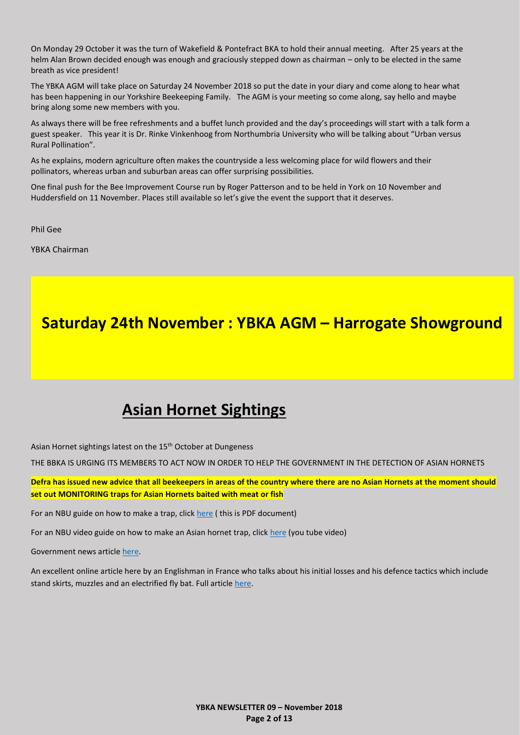On Monday 29 October it was the turn of Wakefield & Pontefract BKA to hold their annual meeting. After 25 years at the helm Alan Brown decided enough was enough and graciously stepped down as chairman – only to be elected in the same breath as vice president!

The YBKA AGM will take place on Saturday 24 November 2018 so put the date in your diary and come along to hear what has been happening in our Yorkshire Beekeeping Family. The AGM is your meeting so come along, say hello and maybe bring along some new members with you.

As always there will be free refreshments and a buffet lunch provided and the day's proceedings will start with a talk form a guest speaker. This year it is Dr. Rinke Vinkenhoog from Northumbria University who will be talking about "Urban versus Rural Pollination".

As he explains, modern agriculture often makes the countryside a less welcoming place for wild flowers and their pollinators, whereas urban and suburban areas can offer surprising possibilities.

One final push for the Bee Improvement Course run by Roger Patterson and to be held in York on 10 November and Huddersfield on 11 November. Places still available so let's give the event the support that it deserves.

Phil Gee

YBKA Chairman

## Saturday 24th November : YBKA AGM – Harrogate Showground

# Asian Hornet Sightings

Asian Hornet sightings latest on the 15th October at Dungeness

THE BBKA IS URGING ITS MEMBERS TO ACT NOW IN ORDER TO HELP THE GOVERNMENT IN THE DETECTION OF ASIAN HORNETS

**Defra has issued new advice that all beekeepers in areas of the country where there are no Asian Hornets at the moment should set out MONITORING traps for Asian Hornets baited with meat or fish**

For an NBU guide on how to make a trap, click here ( this is PDF document)

For an NBU video guide on how to make an Asian hornet trap, click here (you tube video)

Government news article here.

An excellent online article here by an Englishman in France who talks about his initial losses and his defence tactics which include stand skirts, muzzles and an electrified fly bat. Full article here.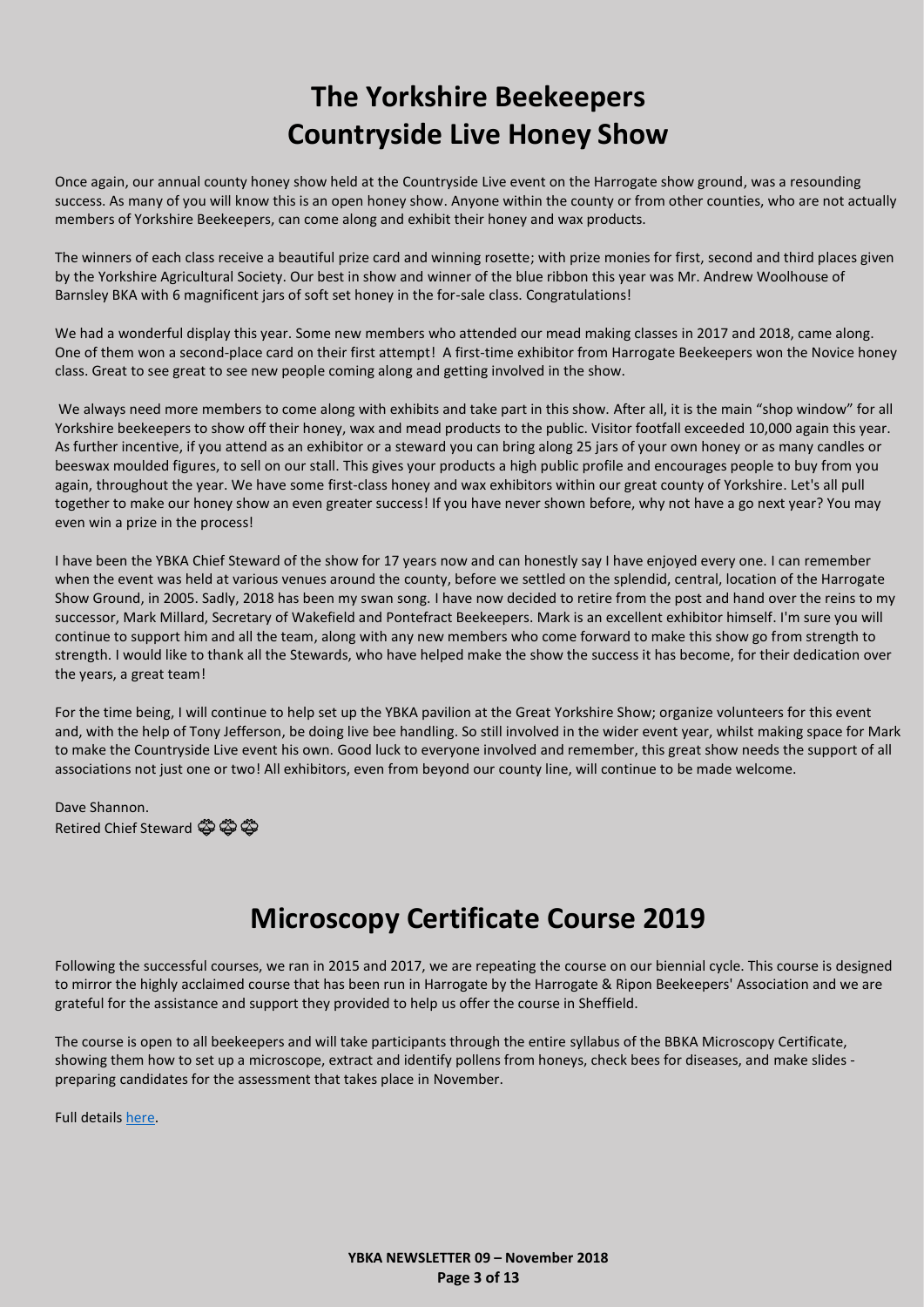# The Yorkshire Beekeepers Countryside Live Honey Show

Once again, our annual county honey show held at the Countryside Live event on the Harrogate show ground, was a resounding success. As many of you will know this is an open honey show. Anyone within the county or from other counties, who are not actually members of Yorkshire Beekeepers, can come along and exhibit their honey and wax products.

The winners of each class receive a beautiful prize card and winning rosette; with prize monies for first, second and third places given by the Yorkshire Agricultural Society. Our best in show and winner of the blue ribbon this year was Mr. Andrew Woolhouse of Barnsley BKA with 6 magnificent jars of soft set honey in the for-sale class. Congratulations!

We had a wonderful display this year. Some new members who attended our mead making classes in 2017 and 2018, came along. One of them won a second-place card on their first attempt! A first-time exhibitor from Harrogate Beekeepers won the Novice honey class. Great to see great to see new people coming along and getting involved in the show.

We always need more members to come along with exhibits and take part in this show. After all, it is the main "shop window" for all Yorkshire beekeepers to show off their honey, wax and mead products to the public. Visitor footfall exceeded 10,000 again this year. As further incentive, if you attend as an exhibitor or a steward you can bring along 25 jars of your own honey or as many candles or beeswax moulded figures, to sell on our stall. This gives your products a high public profile and encourages people to buy from you again, throughout the year. We have some first-class honey and wax exhibitors within our great county of Yorkshire. Let's all pull together to make our honey show an even greater success! If you have never shown before, why not have a go next year? You may even win a prize in the process!

I have been the YBKA Chief Steward of the show for 17 years now and can honestly say I have enjoyed every one. I can remember when the event was held at various venues around the county, before we settled on the splendid, central, location of the Harrogate Show Ground, in 2005. Sadly, 2018 has been my swan song. I have now decided to retire from the post and hand over the reins to my successor, Mark Millard, Secretary of Wakefield and Pontefract Beekeepers. Mark is an excellent exhibitor himself. I'm sure you will continue to support him and all the team, along with any new members who come forward to make this show go from strength to strength. I would like to thank all the Stewards, who have helped make the show the success it has become, for their dedication over the years, a great team!

For the time being, I will continue to help set up the YBKA pavilion at the Great Yorkshire Show; organize volunteers for this event and, with the help of Tony Jefferson, be doing live bee handling. So still involved in the wider event year, whilst making space for Mark to make the Countryside Live event his own. Good luck to everyone involved and remember, this great show needs the support of all associations not just one or two! All exhibitors, even from beyond our county line, will continue to be made welcome.

Dave Shannon.
Retired Chief Steward 🐝🐝🐝

# Microscopy Certificate Course 2019

Following the successful courses, we ran in 2015 and 2017, we are repeating the course on our biennial cycle. This course is designed to mirror the highly acclaimed course that has been run in Harrogate by the Harrogate & Ripon Beekeepers' Association and we are grateful for the assistance and support they provided to help us offer the course in Sheffield.

The course is open to all beekeepers and will take participants through the entire syllabus of the BBKA Microscopy Certificate, showing them how to set up a microscope, extract and identify pollens from honeys, check bees for diseases, and make slides - preparing candidates for the assessment that takes place in November.

Full details here.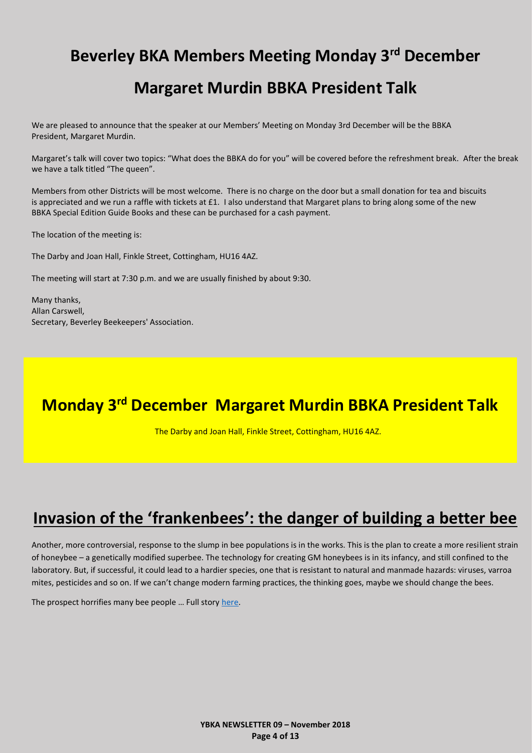# Beverley BKA Members Meeting Monday 3rd December

# Margaret Murdin BBKA President Talk

We are pleased to announce that the speaker at our Members' Meeting on Monday 3rd December will be the BBKA President, Margaret Murdin.

Margaret's talk will cover two topics: "What does the BBKA do for you" will be covered before the refreshment break. After the break we have a talk titled "The queen".

Members from other Districts will be most welcome. There is no charge on the door but a small donation for tea and biscuits is appreciated and we run a raffle with tickets at £1. I also understand that Margaret plans to bring along some of the new BBKA Special Edition Guide Books and these can be purchased for a cash payment.

The location of the meeting is:

The Darby and Joan Hall, Finkle Street, Cottingham, HU16 4AZ.

The meeting will start at 7:30 p.m. and we are usually finished by about 9:30.

Many thanks,
Allan Carswell,
Secretary, Beverley Beekeepers' Association.

## Monday 3rd December Margaret Murdin BBKA President Talk

The Darby and Joan Hall, Finkle Street, Cottingham, HU16 4AZ.

# Invasion of the 'frankenbees': the danger of building a better bee

Another, more controversial, response to the slump in bee populations is in the works. This is the plan to create a more resilient strain of honeybee – a genetically modified superbee. The technology for creating GM honeybees is in its infancy, and still confined to the laboratory. But, if successful, it could lead to a hardier species, one that is resistant to natural and manmade hazards: viruses, varroa mites, pesticides and so on. If we can't change modern farming practices, the thinking goes, maybe we should change the bees.

The prospect horrifies many bee people … Full story here.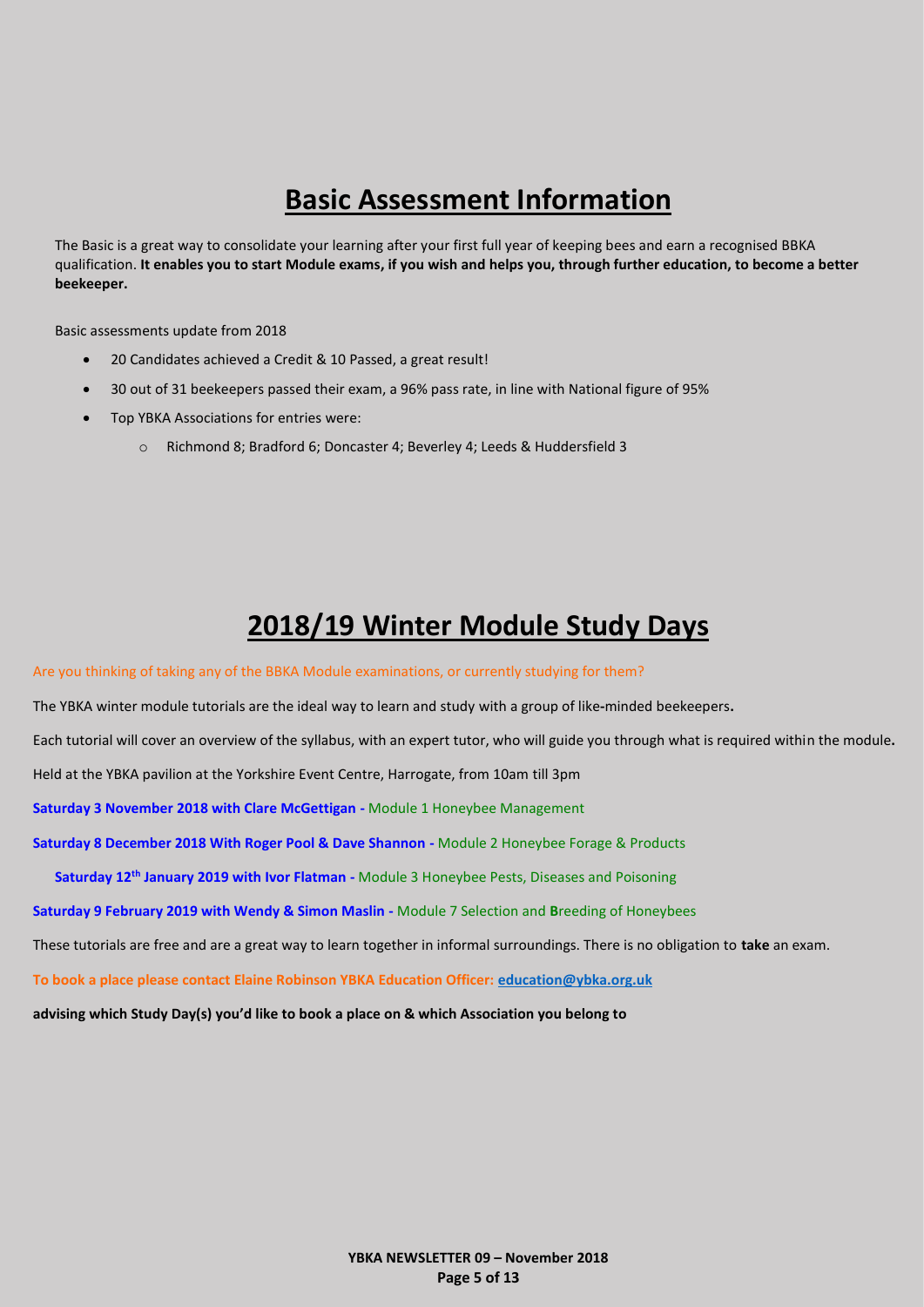# Basic Assessment Information

The Basic is a great way to consolidate your learning after your first full year of keeping bees and earn a recognised BBKA qualification. **It enables you to start Module exams, if you wish and helps you, through further education, to become a better beekeeper.**

Basic assessments update from 2018

- 20 Candidates achieved a Credit & 10 Passed, a great result!
- 30 out of 31 beekeepers passed their exam, a 96% pass rate, in line with National figure of 95%
- Top YBKA Associations for entries were:
    - Richmond 8; Bradford 6; Doncaster 4; Beverley 4; Leeds & Huddersfield 3

# 2018/19 Winter Module Study Days

Are you thinking of taking any of the BBKA Module examinations, or currently studying for them?

The YBKA winter module tutorials are the ideal way to learn and study with a group of like-minded beekeepers**.**

Each tutorial will cover an overview of the syllabus, with an expert tutor, who will guide you through what is required within the module**.**

Held at the YBKA pavilion at the Yorkshire Event Centre, Harrogate, from 10am till 3pm

**Saturday 3 November 2018 with Clare McGettigan -** Module 1 Honeybee Management

**Saturday 8 December 2018 With Roger Pool & Dave Shannon -** Module 2 Honeybee Forage & Products

**Saturday 12th January 2019 with Ivor Flatman -** Module 3 Honeybee Pests, Diseases and Poisoning

**Saturday 9 February 2019 with Wendy & Simon Maslin -** Module 7 Selection and **B**reeding of Honeybees

These tutorials are free and are a great way to learn together in informal surroundings. There is no obligation to **take** an exam.

**To book a place please contact Elaine Robinson YBKA Education Officer: education@ybka.org.uk**

**advising which Study Day(s) you'd like to book a place on & which Association you belong to**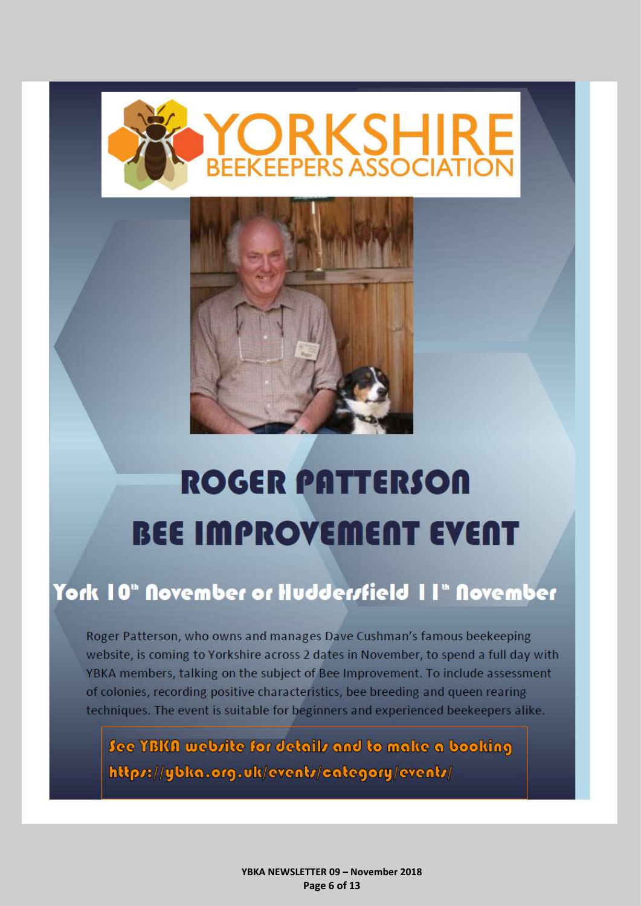YORKSHIRE BEEKEEPERS ASSOCIATION

# ROGER PATTERSON
# BEE IMPROVEMENT EVENT

## York 10th November or Huddersfield 11th November

Roger Patterson, who owns and manages Dave Cushman's famous beekeeping website, is coming to Yorkshire across 2 dates in November, to spend a full day with YBKA members, talking on the subject of Bee Improvement. To include assessment of colonies, recording positive characteristics, bee breeding and queen rearing techniques. The event is suitable for beginners and experienced beekeepers alike.

**See YBKA website for details and to make a booking**
**https://ybka.org.uk/events/category/events/**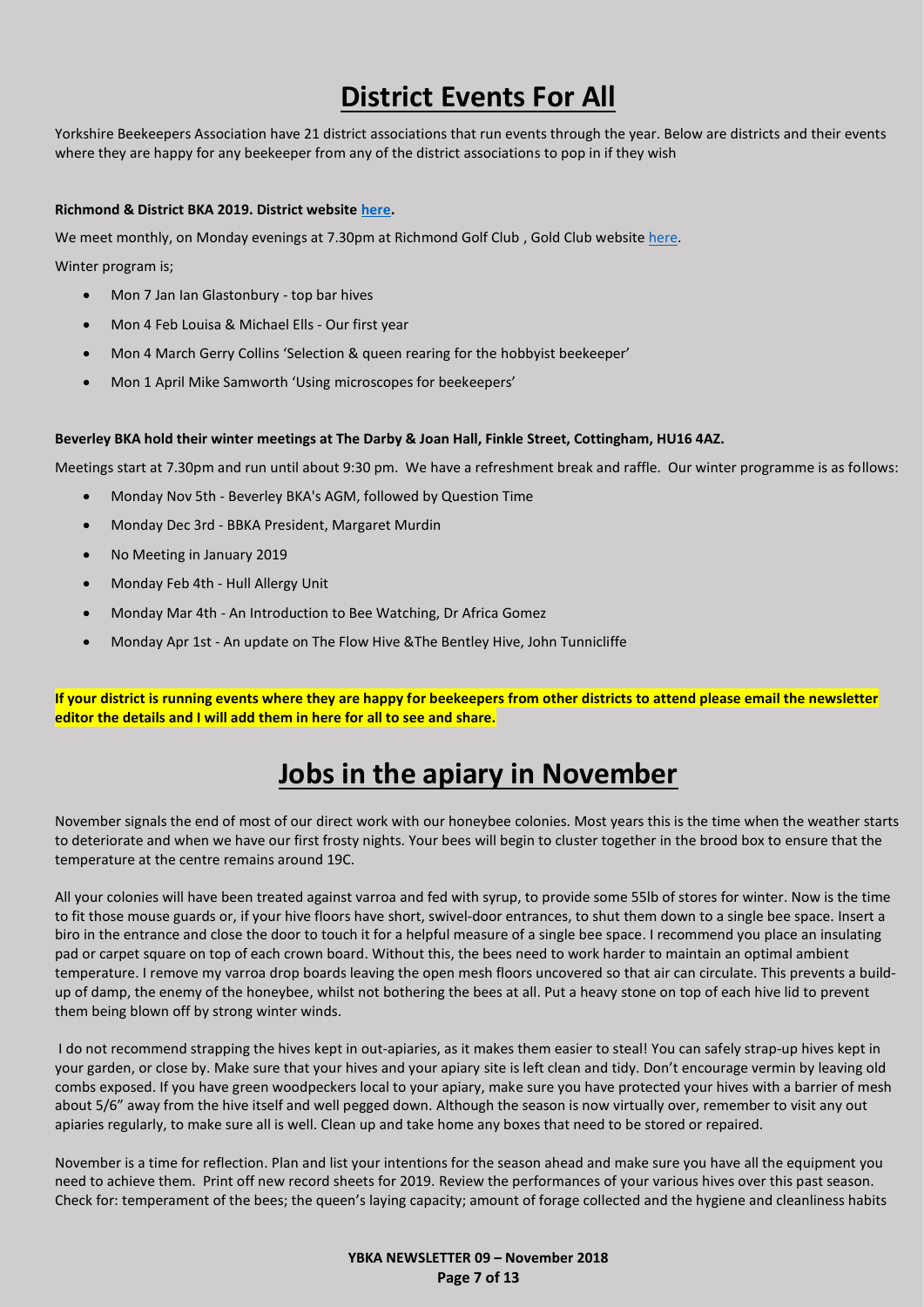# District Events For All

Yorkshire Beekeepers Association have 21 district associations that run events through the year. Below are districts and their events where they are happy for any beekeeper from any of the district associations to pop in if they wish

**Richmond & District BKA 2019. District website here.**

We meet monthly, on Monday evenings at 7.30pm at Richmond Golf Club , Gold Club website here.

Winter program is;

- Mon 7 Jan Ian Glastonbury - top bar hives
- Mon 4 Feb Louisa & Michael Ells - Our first year
- Mon 4 March Gerry Collins 'Selection & queen rearing for the hobbyist beekeeper'
- Mon 1 April Mike Samworth 'Using microscopes for beekeepers'

**Beverley BKA hold their winter meetings at The Darby & Joan Hall, Finkle Street, Cottingham, HU16 4AZ.**

Meetings start at 7.30pm and run until about 9:30 pm. We have a refreshment break and raffle. Our winter programme is as follows:

- Monday Nov 5th - Beverley BKA's AGM, followed by Question Time
- Monday Dec 3rd - BBKA President, Margaret Murdin
- No Meeting in January 2019
- Monday Feb 4th - Hull Allergy Unit
- Monday Mar 4th - An Introduction to Bee Watching, Dr Africa Gomez
- Monday Apr 1st - An update on The Flow Hive &The Bentley Hive, John Tunnicliffe

**If your district is running events where they are happy for beekeepers from other districts to attend please email the newsletter editor the details and I will add them in here for all to see and share.**

# Jobs in the apiary in November

November signals the end of most of our direct work with our honeybee colonies. Most years this is the time when the weather starts to deteriorate and when we have our first frosty nights. Your bees will begin to cluster together in the brood box to ensure that the temperature at the centre remains around 19C.

All your colonies will have been treated against varroa and fed with syrup, to provide some 55lb of stores for winter. Now is the time to fit those mouse guards or, if your hive floors have short, swivel-door entrances, to shut them down to a single bee space. Insert a biro in the entrance and close the door to touch it for a helpful measure of a single bee space. I recommend you place an insulating pad or carpet square on top of each crown board. Without this, the bees need to work harder to maintain an optimal ambient temperature. I remove my varroa drop boards leaving the open mesh floors uncovered so that air can circulate. This prevents a build-up of damp, the enemy of the honeybee, whilst not bothering the bees at all. Put a heavy stone on top of each hive lid to prevent them being blown off by strong winter winds.

I do not recommend strapping the hives kept in out-apiaries, as it makes them easier to steal! You can safely strap-up hives kept in your garden, or close by. Make sure that your hives and your apiary site is left clean and tidy. Don't encourage vermin by leaving old combs exposed. If you have green woodpeckers local to your apiary, make sure you have protected your hives with a barrier of mesh about 5/6" away from the hive itself and well pegged down. Although the season is now virtually over, remember to visit any out apiaries regularly, to make sure all is well. Clean up and take home any boxes that need to be stored or repaired.

November is a time for reflection. Plan and list your intentions for the season ahead and make sure you have all the equipment you need to achieve them. Print off new record sheets for 2019. Review the performances of your various hives over this past season. Check for: temperament of the bees; the queen's laying capacity; amount of forage collected and the hygiene and cleanliness habits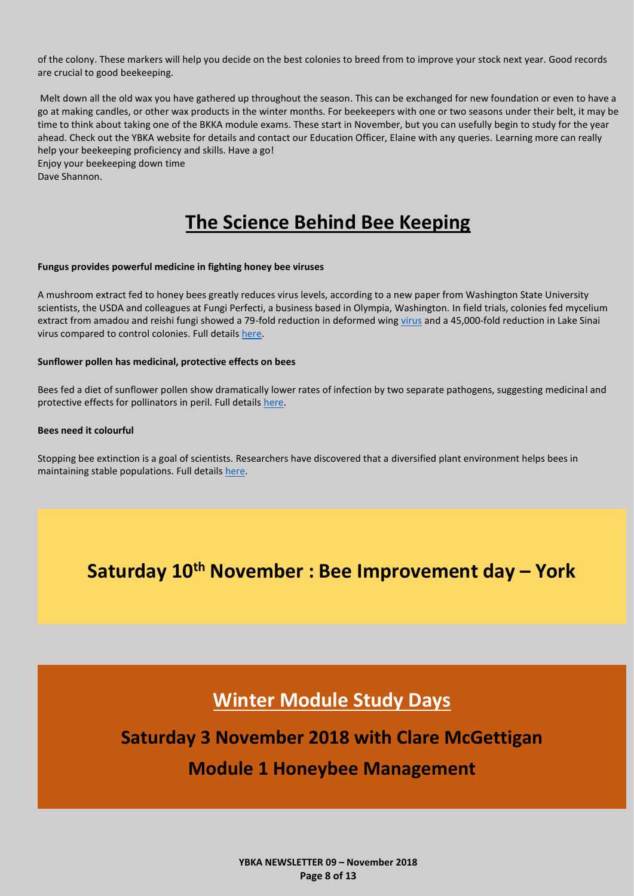of the colony. These markers will help you decide on the best colonies to breed from to improve your stock next year. Good records are crucial to good beekeeping.

Melt down all the old wax you have gathered up throughout the season. This can be exchanged for new foundation or even to have a go at making candles, or other wax products in the winter months. For beekeepers with one or two seasons under their belt, it may be time to think about taking one of the BKKA module exams. These start in November, but you can usefully begin to study for the year ahead. Check out the YBKA website for details and contact our Education Officer, Elaine with any queries. Learning more can really help your beekeeping proficiency and skills. Have a go!

Enjoy your beekeeping down time

Dave Shannon.

# The Science Behind Bee Keeping

**Fungus provides powerful medicine in fighting honey bee viruses**

A mushroom extract fed to honey bees greatly reduces virus levels, according to a new paper from Washington State University scientists, the USDA and colleagues at Fungi Perfecti, a business based in Olympia, Washington. In field trials, colonies fed mycelium extract from amadou and reishi fungi showed a 79-fold reduction in deformed wing virus and a 45,000-fold reduction in Lake Sinai virus compared to control colonies. Full details here.

**Sunflower pollen has medicinal, protective effects on bees**

Bees fed a diet of sunflower pollen show dramatically lower rates of infection by two separate pathogens, suggesting medicinal and protective effects for pollinators in peril. Full details here.

**Bees need it colourful**

Stopping bee extinction is a goal of scientists. Researchers have discovered that a diversified plant environment helps bees in maintaining stable populations. Full details here.

## Saturday 10th November : Bee Improvement day – York

## Winter Module Study Days

## Saturday 3 November 2018 with Clare McGettigan

## Module 1 Honeybee Management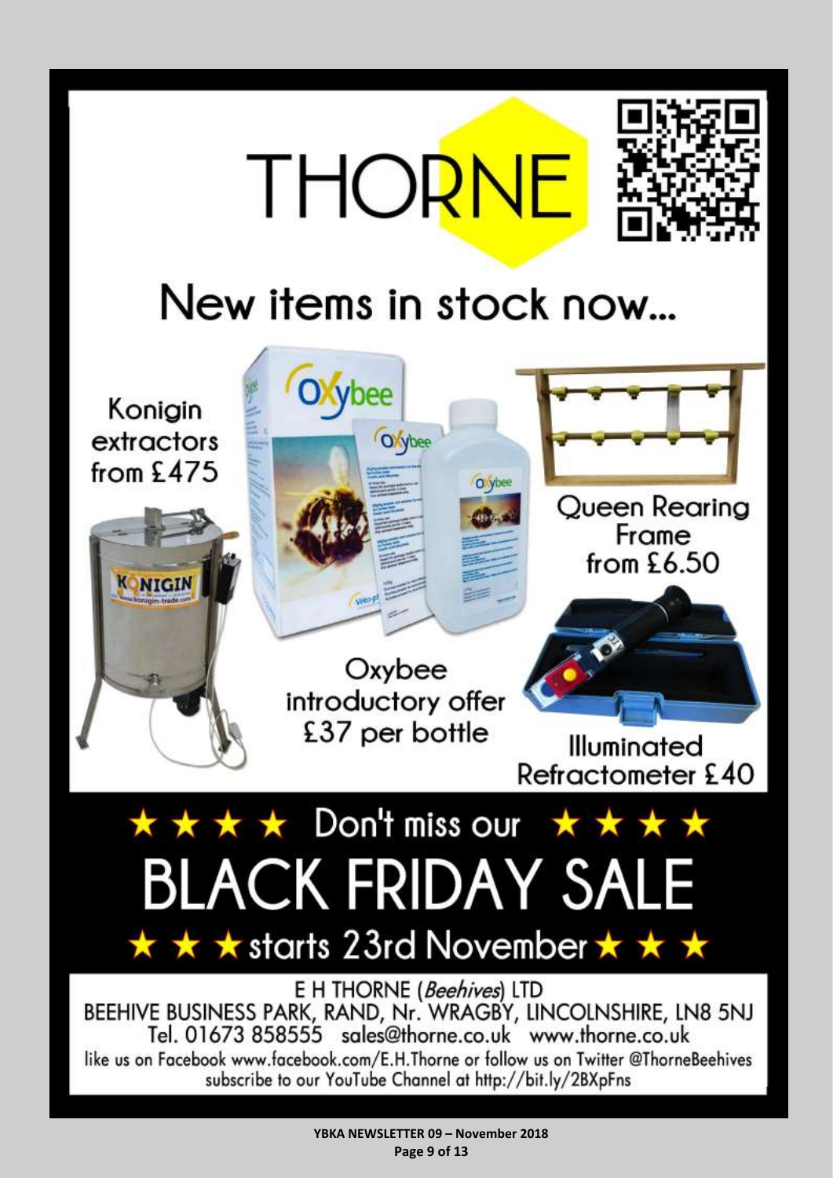# THORNE

## New items in stock now...

Konigin extractors from £475

Oxybee introductory offer £37 per bottle

Queen Rearing Frame from £6.50

Illuminated Refractometer £40

★ ★ ★ ★ Don't miss our ★ ★ ★ ★

# BLACK FRIDAY SALE

★ ★ ★ starts 23rd November ★ ★ ★

E H THORNE (*Beehives*) LTD
BEEHIVE BUSINESS PARK, RAND, Nr. WRAGBY, LINCOLNSHIRE, LN8 5NJ
Tel. 01673 858555 sales@thorne.co.uk www.thorne.co.uk
like us on Facebook www.facebook.com/E.H.Thorne or follow us on Twitter @ThorneBeehives
subscribe to our YouTube Channel at http://bit.ly/2BXpFns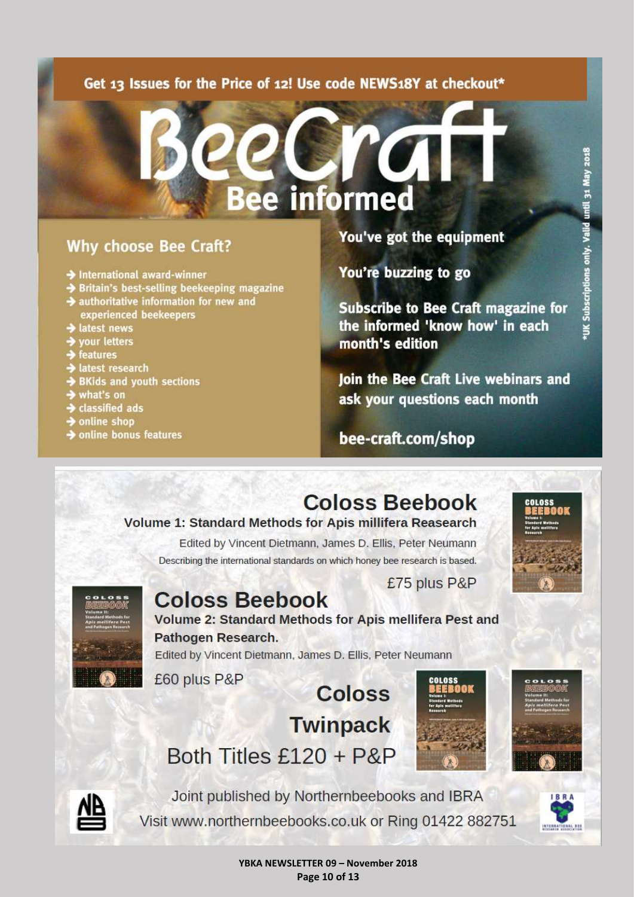Get 13 Issues for the Price of 12! Use code NEWS18Y at checkout*

# BeeCraft

## Bee informed

### Why choose Bee Craft?

- International award-winner
- Britain's best-selling beekeeping magazine
- authoritative information for new and experienced beekeepers
- latest news
- your letters
- features
- latest research
- BKids and youth sections
- what's on
- classified ads
- online shop
- online bonus features

**You've got the equipment**

**You're buzzing to go**

**Subscribe to Bee Craft magazine for the informed 'know how' in each month's edition**

**Join the Bee Craft Live webinars and ask your questions each month**

**bee-craft.com/shop**

*UK Subscriptions only. Valid until 31 May 2018

## Coloss Beebook

**Volume 1: Standard Methods for Apis millifera Reasearch**

Edited by Vincent Dietmann, James D. Ellis, Peter Neumann

Describing the international standards on which honey bee research is based.

£75 plus P&P

## Coloss Beebook

**Volume 2: Standard Methods for Apis mellifera Pest and Pathogen Research.**

Edited by Vincent Dietmann, James D. Ellis, Peter Neumann

£60 plus P&P

## Coloss Twinpack

Both Titles £120 + P&P

Joint published by Northernbeebooks and IBRA

Visit www.northernbeebooks.co.uk or Ring 01422 882751

YBKA NEWSLETTER 09 – November 2018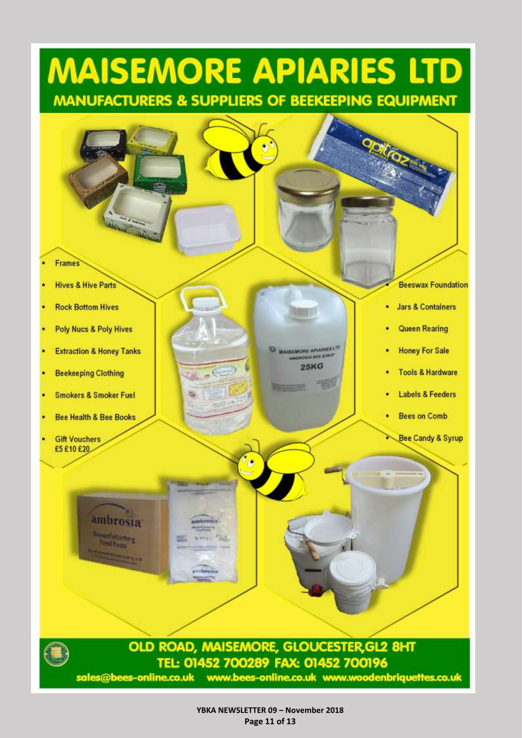# MAISEMORE APIARIES LTD

## MANUFACTURERS & SUPPLIERS OF BEEKEEPING EQUIPMENT

- Frames
- Hives & Hive Parts
- Rock Bottom Hives
- Poly Nucs & Poly Hives
- Extraction & Honey Tanks
- Beekeeping Clothing
- Smokers & Smoker Fuel
- Bee Health & Bee Books
- Gift Vouchers £5 £10 £20

- Beeswax Foundation
- Jars & Containers
- Queen Rearing
- Honey For Sale
- Tools & Hardware
- Labels & Feeders
- Bees on Comb
- Bee Candy & Syrup

**OLD ROAD, MAISEMORE, GLOUCESTER, GL2 8HT**

**TEL: 01452 700289 FAX: 01452 700196**

**sales@bees-online.co.uk www.bees-online.co.uk www.woodenbriquettes.co.uk**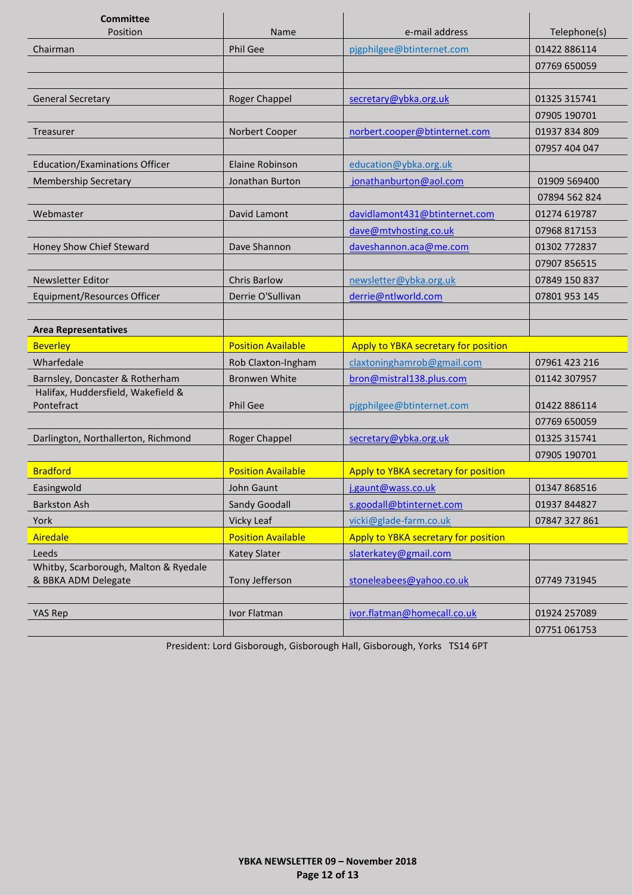| **Committee** Position | Name | e-mail address | Telephone(s) |
| --- | --- | --- | --- |
| Chairman | Phil Gee | pjgphilgee@btinternet.com | 01422 886114 |
| | | | 07769 650059 |
| | | | |
| General Secretary | Roger Chappel | secretary@ybka.org.uk | 01325 315741 |
| | | | 07905 190701 |
| Treasurer | Norbert Cooper | norbert.cooper@btinternet.com | 01937 834 809 |
| | | | 07957 404 047 |
| Education/Examinations Officer | Elaine Robinson | education@ybka.org.uk | |
| Membership Secretary | Jonathan Burton | jonathanburton@aol.com | 01909 569400 |
| | | | 07894 562 824 |
| Webmaster | David Lamont | davidlamont431@btinternet.com | 01274 619787 |
| | | dave@mtvhosting.co.uk | 07968 817153 |
| Honey Show Chief Steward | Dave Shannon | daveshannon.aca@me.com | 01302 772837 |
| | | | 07907 856515 |
| Newsletter Editor | Chris Barlow | newsletter@ybka.org.uk | 07849 150 837 |
| Equipment/Resources Officer | Derrie O'Sullivan | derrie@ntlworld.com | 07801 953 145 |
| | | | |
| **Area Representatives** | | | |
| Beverley | Position Available | Apply to YBKA secretary for position | |
| Wharfedale | Rob Claxton-Ingham | claxtoninghamrob@gmail.com | 07961 423 216 |
| Barnsley, Doncaster & Rotherham | Bronwen White | bron@mistral138.plus.com | 01142 307957 |
| Halifax, Huddersfield, Wakefield & Pontefract | Phil Gee | pjgphilgee@btinternet.com | 01422 886114 |
| | | | 07769 650059 |
| Darlington, Northallerton, Richmond | Roger Chappel | secretary@ybka.org.uk | 01325 315741 |
| | | | 07905 190701 |
| Bradford | Position Available | Apply to YBKA secretary for position | |
| Easingwold | John Gaunt | j.gaunt@wass.co.uk | 01347 868516 |
| Barkston Ash | Sandy Goodall | s.goodall@btinternet.com | 01937 844827 |
| York | Vicky Leaf | vicki@glade-farm.co.uk | 07847 327 861 |
| Airedale | Position Available | Apply to YBKA secretary for position | |
| Leeds | Katey Slater | slaterkatey@gmail.com | |
| Whitby, Scarborough, Malton & Ryedale & BBKA ADM Delegate | Tony Jefferson | stoneleabees@yahoo.co.uk | 07749 731945 |
| | | | |
| YAS Rep | Ivor Flatman | ivor.flatman@homecall.co.uk | 01924 257089 |
| | | | 07751 061753 |

President: Lord Gisborough, Gisborough Hall, Gisborough, Yorks TS14 6PT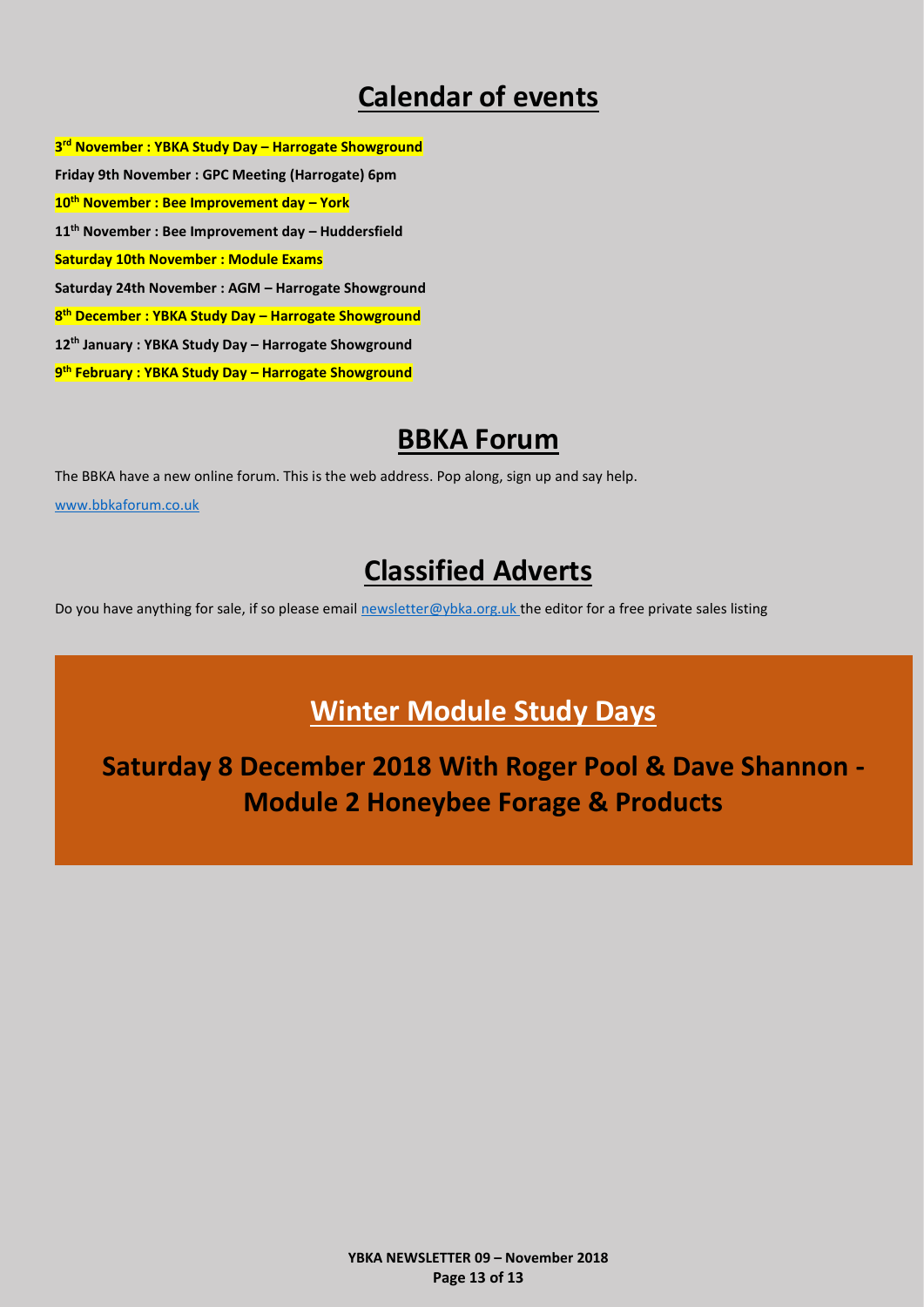# Calendar of events

**3rd November : YBKA Study Day – Harrogate Showground**

**Friday 9th November : GPC Meeting (Harrogate) 6pm**

**10th November : Bee Improvement day – York**

**11th November : Bee Improvement day – Huddersfield**

**Saturday 10th November : Module Exams**

**Saturday 24th November : AGM – Harrogate Showground**

**8th December : YBKA Study Day – Harrogate Showground**

**12th January : YBKA Study Day – Harrogate Showground**

**9th February : YBKA Study Day – Harrogate Showground**

# BBKA Forum

The BBKA have a new online forum. This is the web address. Pop along, sign up and say help.

www.bbkaforum.co.uk

# Classified Adverts

Do you have anything for sale, if so please email newsletter@ybka.org.uk the editor for a free private sales listing

# Winter Module Study Days

## Saturday 8 December 2018 With Roger Pool & Dave Shannon - Module 2 Honeybee Forage & Products